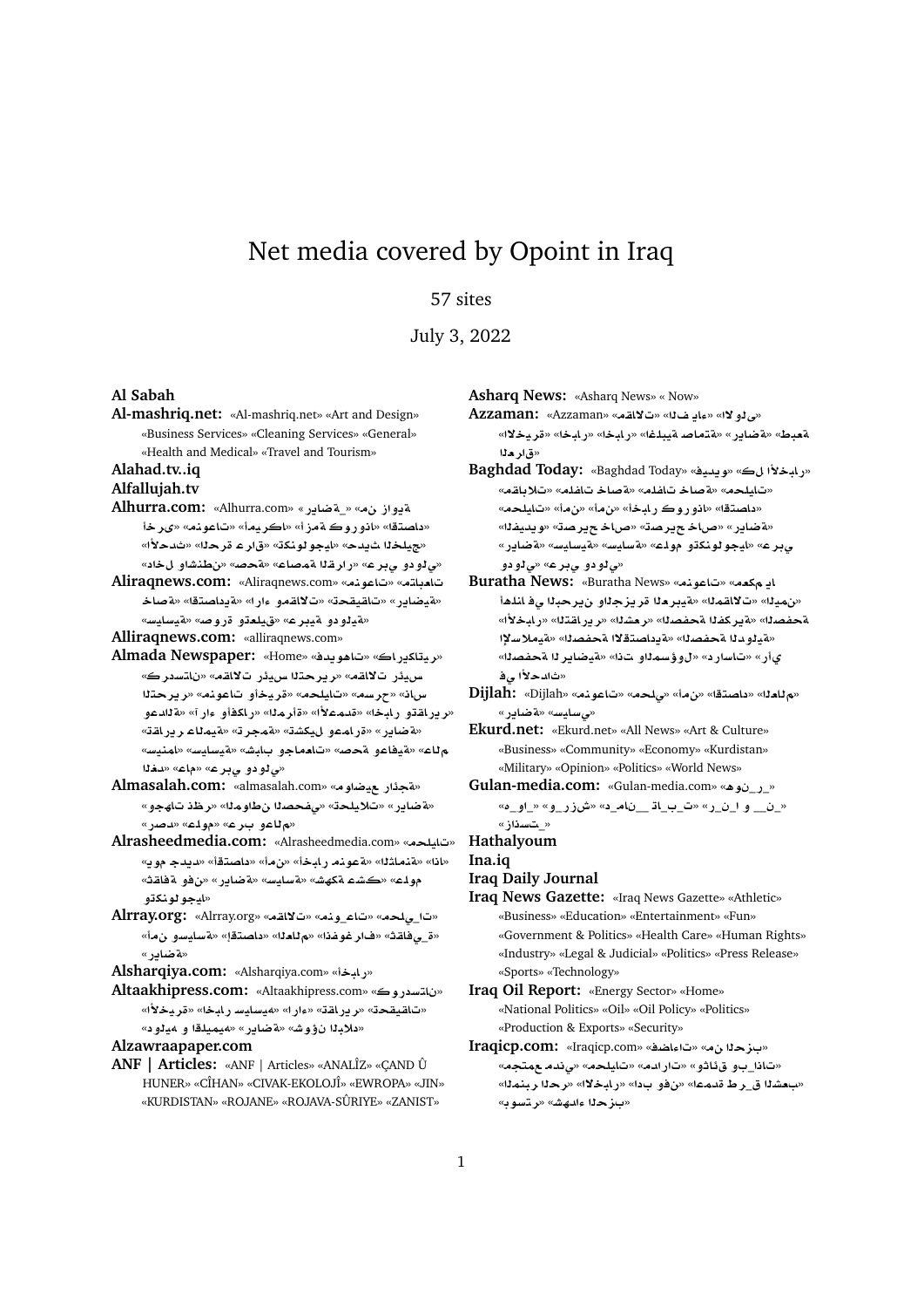# Net media covered by Opoint in Iraq

57 sites

July 3, 2022

**Al Sabah**

**Al-mashriq.net:** «Al-mashriq.net» «Art and Design» «Business Services» «Cleaning Services» «General» «Health and Medical» «Travel and Tourism»

**Alahad.tv..iq**

**Alfallujah.tv**

**Alhurra.com:** «Alhurra.com» «من زاوية_» «رياضة» «أخرى» «منوعات» «أمريكا» «أزمة كورونا» «اقتصاد» «أحدث الأخبار» «تكنولوجيا» «حديث الخليج» «الحرة تقارع» «صحة» «ساعة الحقيقة» «عربي ودولي» «داخل واشنطن»

**Aliraqnews.com:** «Aliraqnews.com» «منوعات» «متابعات» «خاصة» «الاستقصائية» «اراء ومقالات» «تحقيقات» «رياضية» «سياسية» «صورة وتعليق» «عربية ودولية»

**Alliraqnews.com:** «alliraqnews.com»

**Almada Newspaper:** «Home» «كاريكاتير» «ملحق الاحتفالية» «حوارات» «كاريكاتير» «مقالات رئيس التحرير» «منوعات وأخرى» «محليات» «سينما» «أندرسون» «عدالة رئيس التحرير» «مقالات رئيس» «آراء وأفكار» «المرأة» «الأعمدة» «اخبار وتقارير» «الجميلة» «ترجمة» «تشكيل عمارة» «رياضة» «عام» «صحة وعافية» «شباب وجامعات» «سياسية» «تقارير عالمية» «الفن» «عربي ودولي»

**Almasalah.com:** «almasalah.com» «مواضيع جذرية» «وجهات نظر» «المواطن الصحفي» «تحليلات» «رياضة» «رصد» «عرب وعالم»

**Alrasheedmedia.com:** «Alrasheedmedia.com» «محليات» «يوم جديد» «اقتصاد» «أمن» «أخبار منوعة» «الثمانية» «اذا» «ثقافة وفن» «رياضة» «سياسة» «شاشة عكس» «علوم وتكنولوجيا»

**Alrray.org:** «Alrray.org» «مقالات» «منوعات» «محليات» «أمن وسياسة» «اقتصاد» «العالم» «أخبار فنون» «ثقافة» «رياضة»

**Alsharqiya.com:** «Alsharqiya.com» «أخبار»

**Altaakhipress.com:** «Altaakhipress.com» «كوردستان» «الأخيرة» «أخبار سياسية» «اراء» «تقارير» «تحقيقات» «دولية و اقليمية» «رياضة» «شؤون البلد»

**Alzawraapaper.com**

**ANF | Articles:** «ANF | Articles» «ANALÎZ» «ÇAND Û HUNER» «CÎHAN» «CIVAK-EKOLOJÎ» «EWROPA» «JIN» «KURDISTAN» «ROJANE» «ROJAVA-SÛRIYE» «ZANIST»

**Asharq News:** «Asharq News» « Now»

**Azzaman:** «Azzaman» «الأولى» «الف ياء» «مقالات» «الأخيرة» «أخبار» «أخبار» «ملاحق» «رياضة» «طبعة» «الملاحق»

**Baghdad Today:** «Baghdad Today» «فيديو» «كل الأخبار» «مقالات» «ملفات خاصة» «ملفات خاصة» «محليات» «محليات» «أمن» «أمن» «أخبار كوردستان» «اقتصاد» «الفيديو» «تصريح خاص» «تصريح خاص» «رياضة» «عربي» «تكنولوجيا» «علوم» «سياسية» «رياضة» «عربي ودولي» «دولي»

**Buratha News:** «Buratha News» «مكم» «منوعات» «ما في الحبرين والجزيرة العربية» «الميزان» «المقالات» «أخبار» «الاقتصاد» «الشعر» «الصحافة الكردية» «الصحافة الاستهلاكية» «الصحافة الإسلامية» «الصحافة الدولية» «الصحافة العامة» «دراسات» «رأي المسؤول وانت» «في الأحداث»

**Dijlah:** «Dijlah» «منوعات» «محلي» «أمن» «اقتصاد» «العالم» «سياسي» «رياضة»

**Ekurd.net:** «Ekurd.net» «All News» «Art & Culture» «Business» «Community» «Economy» «Kurdistan» «Military» «Opinion» «Politics» «World News»

**Gulan-media.com:** «Gulan-media.com» «هونر_» «ر_ن_و_ا و __ن» «ر_و_ز_ش» «د_ن_ا_م__ن_ت_ب_ا_ن» «ه_و_ا_ر» «ز_ا_ن_س_ت»

**Hathalyoum**

**Ina.iq**

**Iraq Daily Journal**

**Iraq News Gazette:** «Iraq News Gazette» «Athletic» «Business» «Education» «Entertainment» «Fun» «Government & Politics» «Health Care» «Human Rights» «Industry» «Legal & Judicial» «Politics» «Press Release» «Sports» «Technology»

**Iraq Oil Report:** «Energy Sector» «Home» «National Politics» «Oil» «Oil Policy» «Politics» «Production & Exports» «Security»

**Iraqicp.com:** «Iraqicp.com» «من الحزب» «فضاءات» «مجتمع مدني» «محليات» «ادارات» «وثائق وبيانات» «المنبر الحر» «الأخبار» «أعمدة وقضايا» «طريق الشعب» «بوستر» «شهداء الحزب»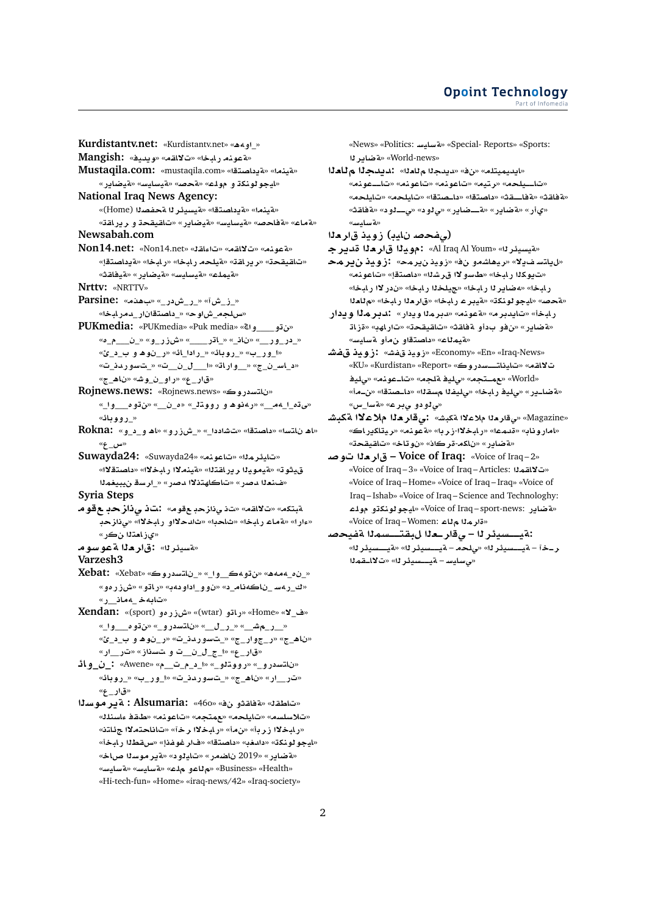**Kurdistantv.net:** «Kurdistantv.net» «_اوهه»
**Mangish:** «ةعونم رابخا» «تلااقم» «ويديف»
**Mustaqila.com:** «mustaqila.com» «ةيداصتقا» «ةينما» «ايجولونكتو مولع» «ةحص» «ةيسايس» «ةيضاير»
**National Iraq News Agency:** «ةينما» «ةيداصتقا» «ةيسيئرلا ةحفصلا (Home)» «ةماع» «ةفاحص» «ةيسايس» «ةيضاير» «تاقيقحتو ريراقت»
**Newsabah.com**
**Non14.net:** «Non14.net» «تاءاقل» «تلااقم» «ةعونم» «تاقيقحتو ريراقت» «ةيلحم رابخا» «رابخا» «ةيداصتقا» «ةيملع» «ةيسايس» «ةيضاير» «ةيفاقث»
**Nrttv:** «NRTTV»
**Parsine:** «بەهەم» «ر_شدر_» «ز_شآ_» «سلجم_شاوح» «_داصتقا_نار_دمر_ابخا»
**PUKmedia:** «PUKmedia» «Puk media» «ن_وت____واح» «ه_م___ن_» «و_ر_زش» «_____رات_» «_ناد_» «_ر_و____ر_د» «ئ_د_ب و هو_ن_ر» «اف_اد_ار_ر» «_هاب_و_ر» «ب_ر_وو_ا» «ت_دنرو_ست_» «ت_ن__ل__ا» «تاو_را____» «ج_ن__س_اد» «ن_اه_» «ش_ون_اوا_» «ع_ارو» «ق_ار»
**Rojnews.news:** «Rojnews.news» «كوردستان» «ا_و____ن_وه» «ن___ه_» «ووتو و ه_ونهر» «مه___اه_ت_ی» «اب_ووو_ر»
**Rokna:** «ع_د_و_ه_اه» «و ر_ز_ش_» «ا_ددش_ت» «اقتصاد» «استان ها» «ع_س»
**Suwayda24:** «Suwayda24» «تاعونم» «تايئرملا» «داصتقلاا» «ةينملاا رابخلاا» «ةيموي ريراقتلا» «قيثوت» «فنعلا دصر» «تاكاهتنلاا دصر» «راسق نيبيغملا»
**Syria Steps**
**مقوع حبر ذي يذات:** «مقوع حبر يذات ذي» «تلااقم» «مكتبة» «ءارا» «ةماع رابخا» «ثاحبا» «ثادحلاو رابخلاا» «حبرذاي» «يزاعتلا نكر»
**موسوعة العراق:** «ةيسيئرلا»
**Varzesh3**
**Xebat:** «Xebat» «كوردستان» «_و_ا_» «ك_ههوتن» «ن_ه_مه_ه» «ووزرهش» «واتر» «نوو_اداودهب» «ك_ه_سەر_ناكەنامەد» «تابهخ_هماز__ر»
**Xendan:** «Home» «وتار (wtar)» «وهرزش (sport)» «ف_لا» «ا__و____وت_ن» «ك__ردستان» «ل___ر_ن» «ش___م_ر» «ئ_د_ب و هو_ن_ر» «ت_ندر_و_ست_» «ج_او_ر_ج» «ج_اه_ن» «ر__ار_ت» «زانست و ت__ن_ل_ج_ا» «ع__را_ق»
**ئا_و_ن_:** «Awene» «م__ت_م_د_ا» «و_لتهووو» «كوردستان» «ئاب_و_ر» «ب_ر_وو_ا» «ت_ندر_و_ست_» «ج_اه_ن» «ر__ار_ت» «ع__ار_ق»
**Alsumaria : السومرية:** «460» «فن وثقافة» «لقطات» «تسلسلات» «مجتمع» «محليات» «منوعات» «قضايا تقنية» «أخبار الاخبار» «أمن» «آخر الاخبار» «الاحتجاجات تنتاب» «أخبار الطقس» «انفوغرافيك» «اقتصاد» «بغداد» «تكنولوجيا» «خاص السومرية» «مرضان 2019» «دوليات» «رياضة» «Business» «Health» «علم وعالم» «سياسة» «سياسة» «Hi-tech-fun» «Home» «iraq-news/42» «Iraq-society» «News» «Politics: سياسة» «Special- Reports» «Sports: الرياضة» «World-news»
**العالم الجديد:** «العالم الجديد» «في» «مقتطفات» «منوعات» «منوعات» «تقارير» «محليات» «محليات» «اقتصاد» «ثقــافة» «ثقافة» «رأي» «رياضة» «دولي» «دولـي» «رياضــة» «ثقافة» «سياسة»

### العراق زوين (بدين صحفي)

**جريدة العراق اليوم:** «Al Iraq Al Youm» «الرئيسية»
**محرمين زوين:** «محرمين زوين» «في مشهور» «الأسد» «ليالي» «منوعات» «اقتصاد» «الشرق الأوسط» «أخبار الكويت» «أخبار الرياضة» «أخبار الأردن» «أخبار الخليج» «أخبار العالم» «أخبار العراق» «أخبار عربية» «تكنولوجيا» «صحة»
**دارو المربد:** «دارو المربد» «منوعة المربد» «مربديات» «أخبار الثقافة» «تحقيقات» «هاجيات» «أرواح» «رياضة» «وفن وأدب ثقافة» «تحقيقات» «أخبار» «العالمية» «اقتصاد واستثمار» «سياسة»
**شفق زوين:** «Economy» «En» «Iraq-News» «شفق زوين» «KU» «Kurdistan» «Report» «كوردستان» «مقالات» «World» «مجتمع» «فيلم جميلة» «منوعات» «فيلم» «أمن» «اقتصاد» «المسلم الفيلي» «أخبار الفيلي» «رياضة» «عربي ودولي» «سياسة»
**شبكة الاعلام العراقي:** «Magazine» «شبكة الاعلام العراقي» «بانوراما» «أيام» «المقدمة» «أخبار» «منوعة» «كاريكاتير» «رياضة» «تاريخ» «كاشف-الكمان» «تحقيقات»
**صوت العراق – Voice of Iraq:** «Voice of Iraq – 2» «Voice of Iraq – 3» «Voice of Iraq – Articles: مقالات» «Voice of Iraq – Home» «Voice of Iraq – Iraq» «Voice of Iraq – Ishab» «Voice of Iraq – Science and Technology: علوم وتكنولوجيا» «Voice of Iraq – sport-news: رياضة» «Voice of Iraq – Women: عالم المرأة»
**صحيفة المستقبل العراقي – الرئيسية:** «الرئيسية – محلي – الرئيسية – أخبار» «المقالات» «الرئيسية – سياسي»